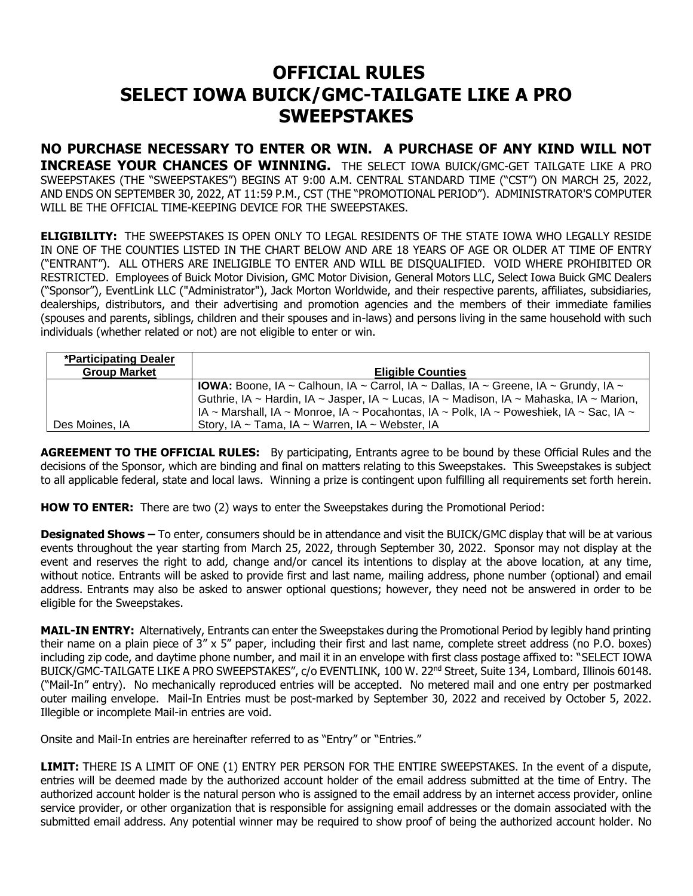# OFFICIAL RULES
# SELECT IOWA BUICK/GMC-TAILGATE LIKE A PRO SWEEPSTAKES

**NO PURCHASE NECESSARY TO ENTER OR WIN. A PURCHASE OF ANY KIND WILL NOT INCREASE YOUR CHANCES OF WINNING.** THE SELECT IOWA BUICK/GMC-GET TAILGATE LIKE A PRO SWEEPSTAKES (THE "SWEEPSTAKES") BEGINS AT 9:00 A.M. CENTRAL STANDARD TIME ("CST") ON MARCH 25, 2022, AND ENDS ON SEPTEMBER 30, 2022, AT 11:59 P.M., CST (THE "PROMOTIONAL PERIOD"). ADMINISTRATOR'S COMPUTER WILL BE THE OFFICIAL TIME-KEEPING DEVICE FOR THE SWEEPSTAKES.

**ELIGIBILITY:** THE SWEEPSTAKES IS OPEN ONLY TO LEGAL RESIDENTS OF THE STATE IOWA WHO LEGALLY RESIDE IN ONE OF THE COUNTIES LISTED IN THE CHART BELOW AND ARE 18 YEARS OF AGE OR OLDER AT TIME OF ENTRY ("ENTRANT"). ALL OTHERS ARE INELIGIBLE TO ENTER AND WILL BE DISQUALIFIED. VOID WHERE PROHIBITED OR RESTRICTED. Employees of Buick Motor Division, GMC Motor Division, General Motors LLC, Select Iowa Buick GMC Dealers ("Sponsor"), EventLink LLC ("Administrator"), Jack Morton Worldwide, and their respective parents, affiliates, subsidiaries, dealerships, distributors, and their advertising and promotion agencies and the members of their immediate families (spouses and parents, siblings, children and their spouses and in-laws) and persons living in the same household with such individuals (whether related or not) are not eligible to enter or win.

| *Participating Dealer Group Market | Eligible Counties |
|---|---|
| Des Moines, IA | **IOWA:** Boone, IA ~ Calhoun, IA ~ Carrol, IA ~ Dallas, IA ~ Greene, IA ~ Grundy, IA ~ Guthrie, IA ~ Hardin, IA ~ Jasper, IA ~ Lucas, IA ~ Madison, IA ~ Mahaska, IA ~ Marion, IA ~ Marshall, IA ~ Monroe, IA ~ Pocahontas, IA ~ Polk, IA ~ Poweshiek, IA ~ Sac, IA ~ Story, IA ~ Tama, IA ~ Warren, IA ~ Webster, IA |

**AGREEMENT TO THE OFFICIAL RULES:** By participating, Entrants agree to be bound by these Official Rules and the decisions of the Sponsor, which are binding and final on matters relating to this Sweepstakes. This Sweepstakes is subject to all applicable federal, state and local laws. Winning a prize is contingent upon fulfilling all requirements set forth herein.

**HOW TO ENTER:** There are two (2) ways to enter the Sweepstakes during the Promotional Period:

**Designated Shows –** To enter, consumers should be in attendance and visit the BUICK/GMC display that will be at various events throughout the year starting from March 25, 2022, through September 30, 2022. Sponsor may not display at the event and reserves the right to add, change and/or cancel its intentions to display at the above location, at any time, without notice. Entrants will be asked to provide first and last name, mailing address, phone number (optional) and email address. Entrants may also be asked to answer optional questions; however, they need not be answered in order to be eligible for the Sweepstakes.

**MAIL-IN ENTRY:** Alternatively, Entrants can enter the Sweepstakes during the Promotional Period by legibly hand printing their name on a plain piece of 3" x 5" paper, including their first and last name, complete street address (no P.O. boxes) including zip code, and daytime phone number, and mail it in an envelope with first class postage affixed to: "SELECT IOWA BUICK/GMC-TAILGATE LIKE A PRO SWEEPSTAKES", c/o EVENTLINK, 100 W. 22nd Street, Suite 134, Lombard, Illinois 60148. ("Mail-In" entry). No mechanically reproduced entries will be accepted. No metered mail and one entry per postmarked outer mailing envelope. Mail-In Entries must be post-marked by September 30, 2022 and received by October 5, 2022. Illegible or incomplete Mail-in entries are void.

Onsite and Mail-In entries are hereinafter referred to as "Entry" or "Entries."

**LIMIT:** THERE IS A LIMIT OF ONE (1) ENTRY PER PERSON FOR THE ENTIRE SWEEPSTAKES. In the event of a dispute, entries will be deemed made by the authorized account holder of the email address submitted at the time of Entry. The authorized account holder is the natural person who is assigned to the email address by an internet access provider, online service provider, or other organization that is responsible for assigning email addresses or the domain associated with the submitted email address. Any potential winner may be required to show proof of being the authorized account holder. No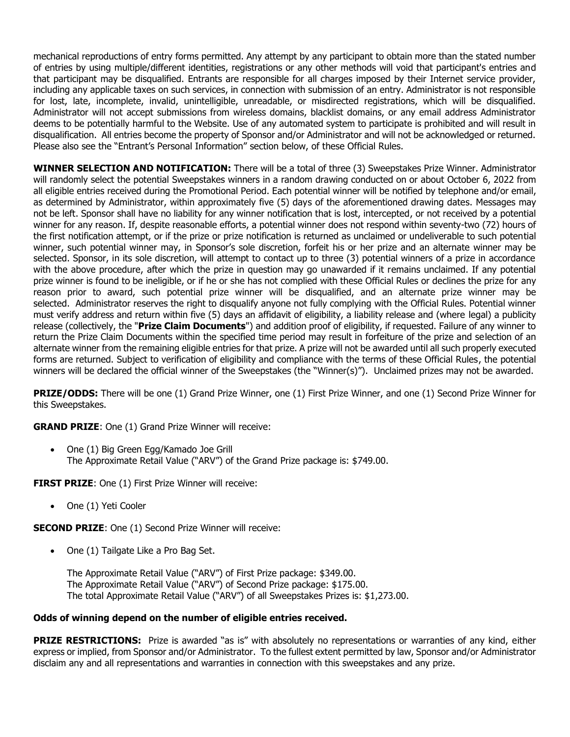mechanical reproductions of entry forms permitted. Any attempt by any participant to obtain more than the stated number of entries by using multiple/different identities, registrations or any other methods will void that participant's entries and that participant may be disqualified. Entrants are responsible for all charges imposed by their Internet service provider, including any applicable taxes on such services, in connection with submission of an entry. Administrator is not responsible for lost, late, incomplete, invalid, unintelligible, unreadable, or misdirected registrations, which will be disqualified. Administrator will not accept submissions from wireless domains, blacklist domains, or any email address Administrator deems to be potentially harmful to the Website. Use of any automated system to participate is prohibited and will result in disqualification. All entries become the property of Sponsor and/or Administrator and will not be acknowledged or returned. Please also see the "Entrant's Personal Information" section below, of these Official Rules.

**WINNER SELECTION AND NOTIFICATION:** There will be a total of three (3) Sweepstakes Prize Winner. Administrator will randomly select the potential Sweepstakes winners in a random drawing conducted on or about October 6, 2022 from all eligible entries received during the Promotional Period. Each potential winner will be notified by telephone and/or email, as determined by Administrator, within approximately five (5) days of the aforementioned drawing dates. Messages may not be left. Sponsor shall have no liability for any winner notification that is lost, intercepted, or not received by a potential winner for any reason. If, despite reasonable efforts, a potential winner does not respond within seventy-two (72) hours of the first notification attempt, or if the prize or prize notification is returned as unclaimed or undeliverable to such potential winner, such potential winner may, in Sponsor's sole discretion, forfeit his or her prize and an alternate winner may be selected. Sponsor, in its sole discretion, will attempt to contact up to three (3) potential winners of a prize in accordance with the above procedure, after which the prize in question may go unawarded if it remains unclaimed. If any potential prize winner is found to be ineligible, or if he or she has not complied with these Official Rules or declines the prize for any reason prior to award, such potential prize winner will be disqualified, and an alternate prize winner may be selected. Administrator reserves the right to disqualify anyone not fully complying with the Official Rules. Potential winner must verify address and return within five (5) days an affidavit of eligibility, a liability release and (where legal) a publicity release (collectively, the "**Prize Claim Documents**") and addition proof of eligibility, if requested. Failure of any winner to return the Prize Claim Documents within the specified time period may result in forfeiture of the prize and selection of an alternate winner from the remaining eligible entries for that prize. A prize will not be awarded until all such properly executed forms are returned. Subject to verification of eligibility and compliance with the terms of these Official Rules, the potential winners will be declared the official winner of the Sweepstakes (the "Winner(s)"). Unclaimed prizes may not be awarded.

**PRIZE/ODDS:** There will be one (1) Grand Prize Winner, one (1) First Prize Winner, and one (1) Second Prize Winner for this Sweepstakes.

**GRAND PRIZE**: One (1) Grand Prize Winner will receive:

- One (1) Big Green Egg/Kamado Joe Grill
  The Approximate Retail Value ("ARV") of the Grand Prize package is: $749.00.

**FIRST PRIZE**: One (1) First Prize Winner will receive:

- One (1) Yeti Cooler

**SECOND PRIZE**: One (1) Second Prize Winner will receive:

- One (1) Tailgate Like a Pro Bag Set.

  The Approximate Retail Value ("ARV") of First Prize package: $349.00.
  The Approximate Retail Value ("ARV") of Second Prize package: $175.00.
  The total Approximate Retail Value ("ARV") of all Sweepstakes Prizes is: $1,273.00.

**Odds of winning depend on the number of eligible entries received.**

**PRIZE RESTRICTIONS:** Prize is awarded "as is" with absolutely no representations or warranties of any kind, either express or implied, from Sponsor and/or Administrator. To the fullest extent permitted by law, Sponsor and/or Administrator disclaim any and all representations and warranties in connection with this sweepstakes and any prize.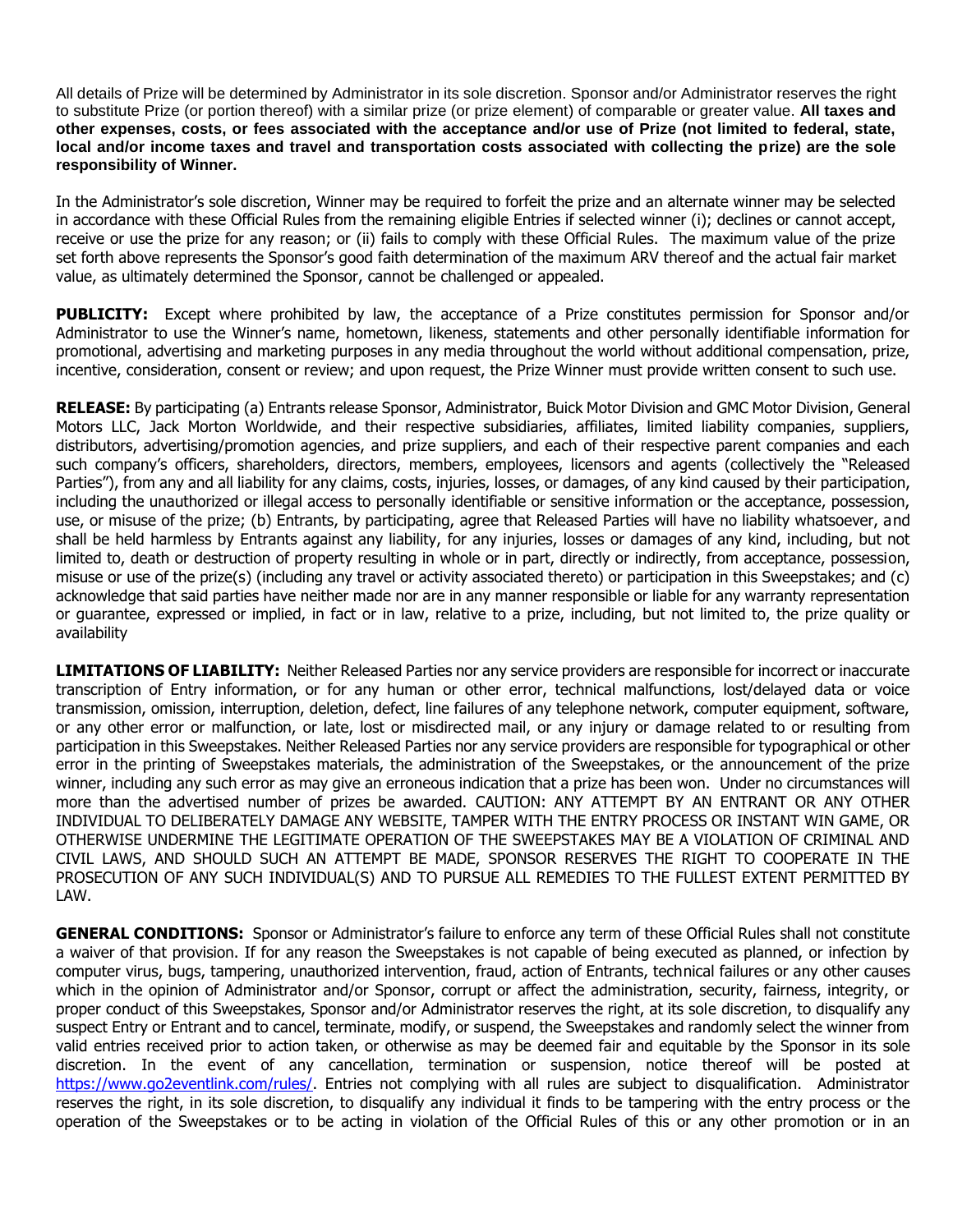All details of Prize will be determined by Administrator in its sole discretion. Sponsor and/or Administrator reserves the right to substitute Prize (or portion thereof) with a similar prize (or prize element) of comparable or greater value. **All taxes and other expenses, costs, or fees associated with the acceptance and/or use of Prize (not limited to federal, state, local and/or income taxes and travel and transportation costs associated with collecting the prize) are the sole responsibility of Winner.**

In the Administrator's sole discretion, Winner may be required to forfeit the prize and an alternate winner may be selected in accordance with these Official Rules from the remaining eligible Entries if selected winner (i); declines or cannot accept, receive or use the prize for any reason; or (ii) fails to comply with these Official Rules. The maximum value of the prize set forth above represents the Sponsor's good faith determination of the maximum ARV thereof and the actual fair market value, as ultimately determined the Sponsor, cannot be challenged or appealed.

**PUBLICITY:** Except where prohibited by law, the acceptance of a Prize constitutes permission for Sponsor and/or Administrator to use the Winner's name, hometown, likeness, statements and other personally identifiable information for promotional, advertising and marketing purposes in any media throughout the world without additional compensation, prize, incentive, consideration, consent or review; and upon request, the Prize Winner must provide written consent to such use.

**RELEASE:** By participating (a) Entrants release Sponsor, Administrator, Buick Motor Division and GMC Motor Division, General Motors LLC, Jack Morton Worldwide, and their respective subsidiaries, affiliates, limited liability companies, suppliers, distributors, advertising/promotion agencies, and prize suppliers, and each of their respective parent companies and each such company's officers, shareholders, directors, members, employees, licensors and agents (collectively the "Released Parties"), from any and all liability for any claims, costs, injuries, losses, or damages, of any kind caused by their participation, including the unauthorized or illegal access to personally identifiable or sensitive information or the acceptance, possession, use, or misuse of the prize; (b) Entrants, by participating, agree that Released Parties will have no liability whatsoever, and shall be held harmless by Entrants against any liability, for any injuries, losses or damages of any kind, including, but not limited to, death or destruction of property resulting in whole or in part, directly or indirectly, from acceptance, possession, misuse or use of the prize(s) (including any travel or activity associated thereto) or participation in this Sweepstakes; and (c) acknowledge that said parties have neither made nor are in any manner responsible or liable for any warranty representation or guarantee, expressed or implied, in fact or in law, relative to a prize, including, but not limited to, the prize quality or availability

**LIMITATIONS OF LIABILITY:** Neither Released Parties nor any service providers are responsible for incorrect or inaccurate transcription of Entry information, or for any human or other error, technical malfunctions, lost/delayed data or voice transmission, omission, interruption, deletion, defect, line failures of any telephone network, computer equipment, software, or any other error or malfunction, or late, lost or misdirected mail, or any injury or damage related to or resulting from participation in this Sweepstakes. Neither Released Parties nor any service providers are responsible for typographical or other error in the printing of Sweepstakes materials, the administration of the Sweepstakes, or the announcement of the prize winner, including any such error as may give an erroneous indication that a prize has been won. Under no circumstances will more than the advertised number of prizes be awarded. CAUTION: ANY ATTEMPT BY AN ENTRANT OR ANY OTHER INDIVIDUAL TO DELIBERATELY DAMAGE ANY WEBSITE, TAMPER WITH THE ENTRY PROCESS OR INSTANT WIN GAME, OR OTHERWISE UNDERMINE THE LEGITIMATE OPERATION OF THE SWEEPSTAKES MAY BE A VIOLATION OF CRIMINAL AND CIVIL LAWS, AND SHOULD SUCH AN ATTEMPT BE MADE, SPONSOR RESERVES THE RIGHT TO COOPERATE IN THE PROSECUTION OF ANY SUCH INDIVIDUAL(S) AND TO PURSUE ALL REMEDIES TO THE FULLEST EXTENT PERMITTED BY LAW.

**GENERAL CONDITIONS:** Sponsor or Administrator's failure to enforce any term of these Official Rules shall not constitute a waiver of that provision. If for any reason the Sweepstakes is not capable of being executed as planned, or infection by computer virus, bugs, tampering, unauthorized intervention, fraud, action of Entrants, technical failures or any other causes which in the opinion of Administrator and/or Sponsor, corrupt or affect the administration, security, fairness, integrity, or proper conduct of this Sweepstakes, Sponsor and/or Administrator reserves the right, at its sole discretion, to disqualify any suspect Entry or Entrant and to cancel, terminate, modify, or suspend, the Sweepstakes and randomly select the winner from valid entries received prior to action taken, or otherwise as may be deemed fair and equitable by the Sponsor in its sole discretion. In the event of any cancellation, termination or suspension, notice thereof will be posted at https://www.go2eventlink.com/rules/. Entries not complying with all rules are subject to disqualification. Administrator reserves the right, in its sole discretion, to disqualify any individual it finds to be tampering with the entry process or the operation of the Sweepstakes or to be acting in violation of the Official Rules of this or any other promotion or in an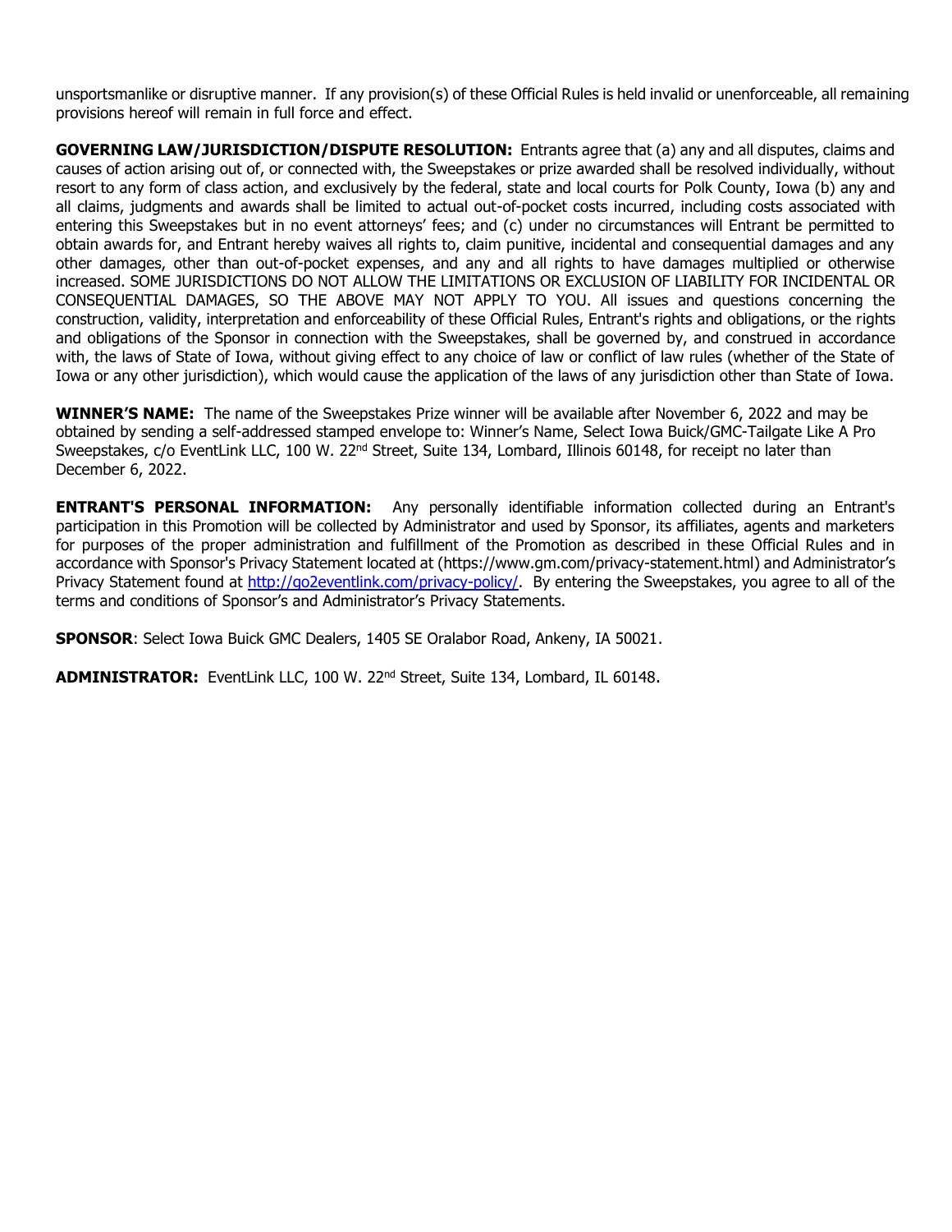unsportsmanlike or disruptive manner. If any provision(s) of these Official Rules is held invalid or unenforceable, all remaining provisions hereof will remain in full force and effect.

**GOVERNING LAW/JURISDICTION/DISPUTE RESOLUTION:** Entrants agree that (a) any and all disputes, claims and causes of action arising out of, or connected with, the Sweepstakes or prize awarded shall be resolved individually, without resort to any form of class action, and exclusively by the federal, state and local courts for Polk County, Iowa (b) any and all claims, judgments and awards shall be limited to actual out-of-pocket costs incurred, including costs associated with entering this Sweepstakes but in no event attorneys' fees; and (c) under no circumstances will Entrant be permitted to obtain awards for, and Entrant hereby waives all rights to, claim punitive, incidental and consequential damages and any other damages, other than out-of-pocket expenses, and any and all rights to have damages multiplied or otherwise increased. SOME JURISDICTIONS DO NOT ALLOW THE LIMITATIONS OR EXCLUSION OF LIABILITY FOR INCIDENTAL OR CONSEQUENTIAL DAMAGES, SO THE ABOVE MAY NOT APPLY TO YOU. All issues and questions concerning the construction, validity, interpretation and enforceability of these Official Rules, Entrant's rights and obligations, or the rights and obligations of the Sponsor in connection with the Sweepstakes, shall be governed by, and construed in accordance with, the laws of State of Iowa, without giving effect to any choice of law or conflict of law rules (whether of the State of Iowa or any other jurisdiction), which would cause the application of the laws of any jurisdiction other than State of Iowa.

**WINNER'S NAME:** The name of the Sweepstakes Prize winner will be available after November 6, 2022 and may be obtained by sending a self-addressed stamped envelope to: Winner's Name, Select Iowa Buick/GMC-Tailgate Like A Pro Sweepstakes, c/o EventLink LLC, 100 W. 22nd Street, Suite 134, Lombard, Illinois 60148, for receipt no later than December 6, 2022.

**ENTRANT'S PERSONAL INFORMATION:** Any personally identifiable information collected during an Entrant's participation in this Promotion will be collected by Administrator and used by Sponsor, its affiliates, agents and marketers for purposes of the proper administration and fulfillment of the Promotion as described in these Official Rules and in accordance with Sponsor's Privacy Statement located at (https://www.gm.com/privacy-statement.html) and Administrator's Privacy Statement found at http://go2eventlink.com/privacy-policy/. By entering the Sweepstakes, you agree to all of the terms and conditions of Sponsor's and Administrator's Privacy Statements.

**SPONSOR**: Select Iowa Buick GMC Dealers, 1405 SE Oralabor Road, Ankeny, IA 50021.

**ADMINISTRATOR:** EventLink LLC, 100 W. 22nd Street, Suite 134, Lombard, IL 60148.